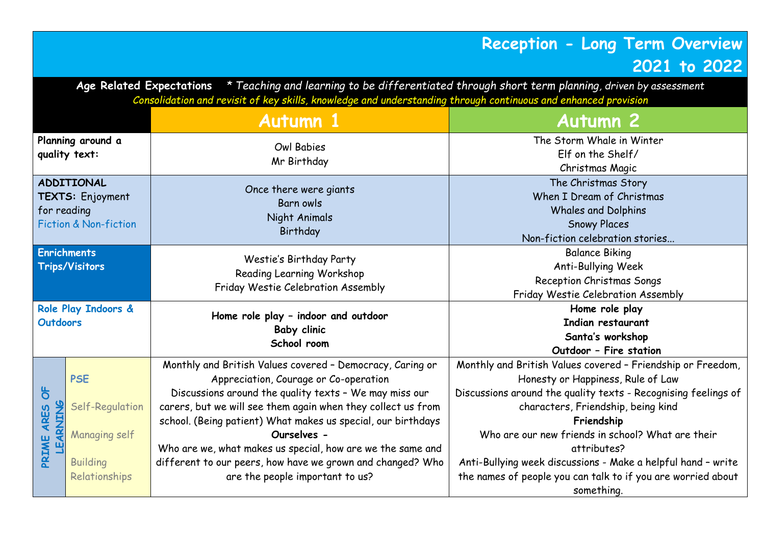# Reception - Long Term Overview 2021 to 2022

**Age Related Expectations** *\* Teaching and learning to be differentiated through short term planning, driven by assessment*

*Consolidation and revisit of key skills, knowledge and understanding through continuous and enhanced provision*

| | | Autumn 1 | Autumn 2 |
|---|---|---|---|
| **Planning around a quality text:** | | Owl Babies<br>Mr Birthday | The Storm Whale in Winter<br>Elf on the Shelf/<br>Christmas Magic |
| **ADDITIONAL TEXTS:** Enjoyment for reading<br>Fiction & Non-fiction | | Once there were giants<br>Barn owls<br>Night Animals<br>Birthday | The Christmas Story<br>When I Dream of Christmas<br>Whales and Dolphins<br>Snowy Places<br>Non-fiction celebration stories… |
| **Enrichments Trips/Visitors** | | Westie's Birthday Party<br>Reading Learning Workshop<br>Friday Westie Celebration Assembly | Balance Biking<br>Anti-Bullying Week<br>Reception Christmas Songs<br>Friday Westie Celebration Assembly |
| **Role Play Indoors & Outdoors** | | **Home role play – indoor and outdoor**<br>**Baby clinic**<br>**School room** | **Home role play**<br>**Indian restaurant**<br>**Santa's workshop**<br>**Outdoor – Fire station** |
| PRIME ARES OF LEARNING | PSE<br>Self-Regulation<br>Managing self<br>Building Relationships | Monthly and British Values covered – Democracy, Caring or Appreciation, Courage or Co-operation<br>Discussions around the quality texts – We may miss our carers, but we will see them again when they collect us from school. (Being patient) What makes us special, our birthdays<br>**Ourselves -**<br>Who are we, what makes us special, how are we the same and different to our peers, how have we grown and changed? Who are the people important to us? | Monthly and British Values covered – Friendship or Freedom, Honesty or Happiness, Rule of Law<br>Discussions around the quality texts - Recognising feelings of characters, Friendship, being kind<br>**Friendship**<br>Who are our new friends in school? What are their attributes?<br>Anti-Bullying week discussions - Make a helpful hand – write the names of people you can talk to if you are worried about something. |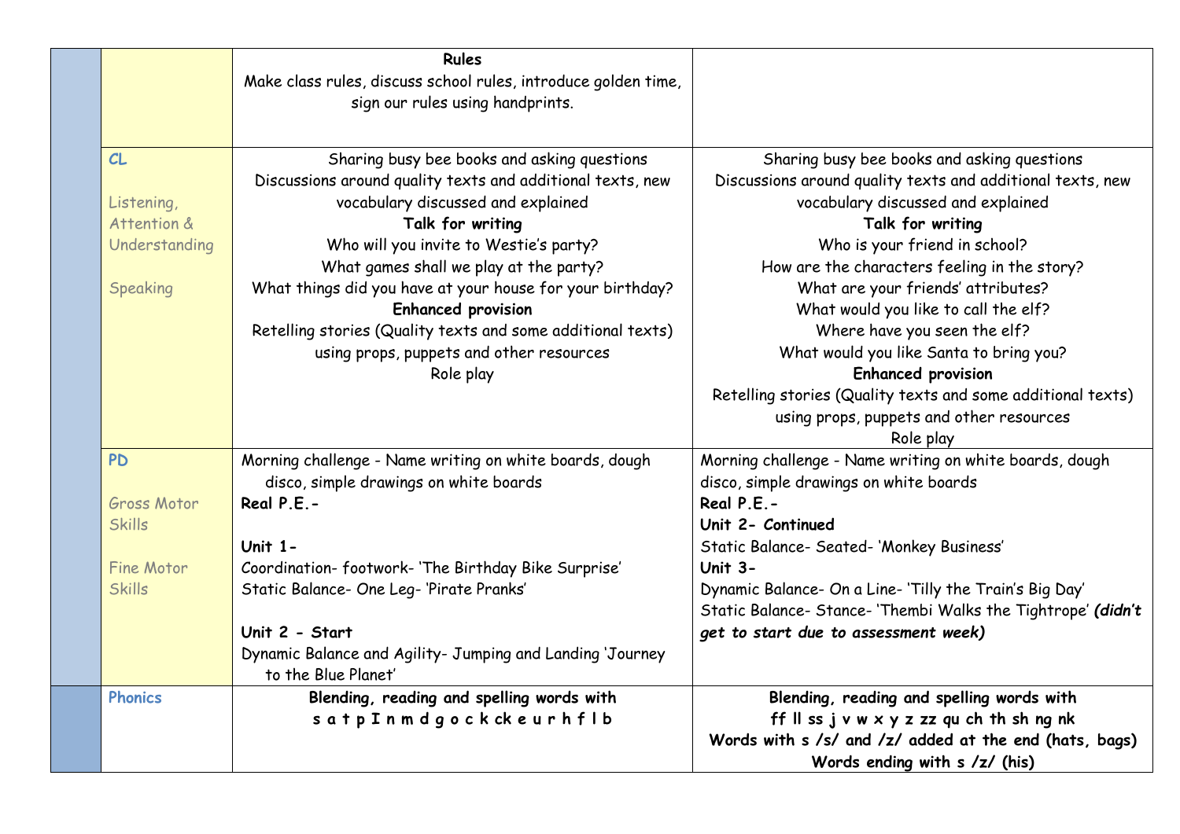| | | | |
|---|---|---|---|
| | | **Rules**<br>Make class rules, discuss school rules, introduce golden time, sign our rules using handprints. | |
| | **CL**<br><br>Listening, Attention & Understanding<br><br>Speaking | Sharing busy bee books and asking questions<br>Discussions around quality texts and additional texts, new vocabulary discussed and explained<br>**Talk for writing**<br>Who will you invite to Westie's party?<br>What games shall we play at the party?<br>What things did you have at your house for your birthday?<br>**Enhanced provision**<br>Retelling stories (Quality texts and some additional texts) using props, puppets and other resources<br>Role play | Sharing busy bee books and asking questions<br>Discussions around quality texts and additional texts, new vocabulary discussed and explained<br>**Talk for writing**<br>Who is your friend in school?<br>How are the characters feeling in the story?<br>What are your friends' attributes?<br>What would you like to call the elf?<br>Where have you seen the elf?<br>What would you like Santa to bring you?<br>**Enhanced provision**<br>Retelling stories (Quality texts and some additional texts) using props, puppets and other resources<br>Role play |
| | **PD**<br><br>Gross Motor Skills<br><br>Fine Motor Skills | Morning challenge - Name writing on white boards, dough disco, simple drawings on white boards<br>**Real P.E.-**<br><br>**Unit 1-**<br>Coordination- footwork- 'The Birthday Bike Surprise'<br>Static Balance- One Leg- 'Pirate Pranks'<br><br>**Unit 2 - Start**<br>Dynamic Balance and Agility- Jumping and Landing 'Journey to the Blue Planet' | Morning challenge - Name writing on white boards, dough disco, simple drawings on white boards<br>**Real P.E.-**<br>**Unit 2- Continued**<br>Static Balance- Seated- 'Monkey Business'<br>**Unit 3-**<br>Dynamic Balance- On a Line- 'Tilly the Train's Big Day'<br>Static Balance- Stance- 'Thembi Walks the Tightrope' ***(didn't get to start due to assessment week)*** |
| | **Phonics** | **Blending, reading and spelling words with**<br>**s a t p I n m d g o c k ck e u r h f l b** | **Blending, reading and spelling words with**<br>**ff ll ss j v w x y z zz qu ch th sh ng nk**<br>**Words with s /s/ and /z/ added at the end (hats, bags)**<br>**Words ending with s /z/ (his)** |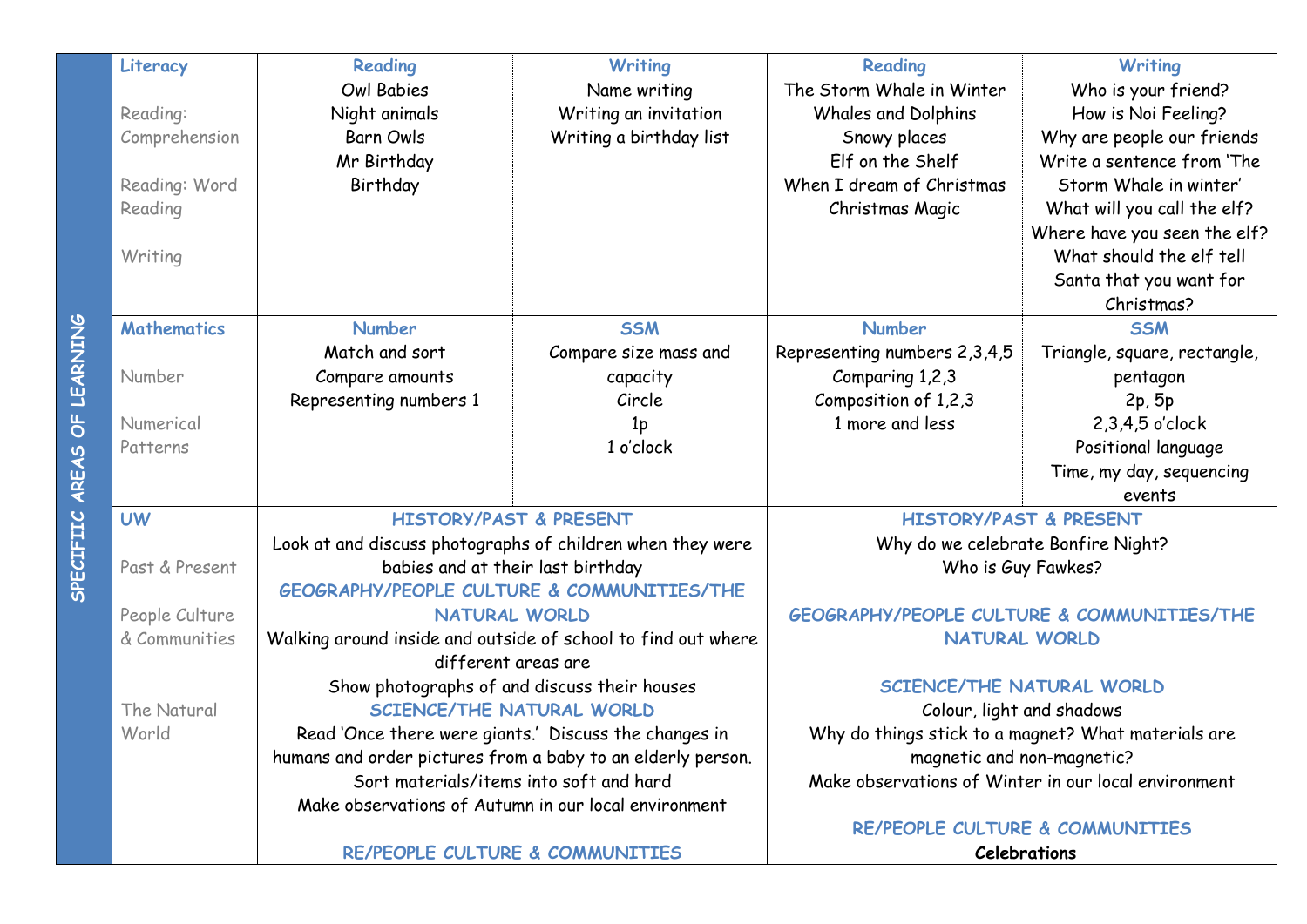| SPECIFIC AREAS OF LEARNING | | | | | |
|---|---|---|---|---|---|
| **Literacy**<br><br>Reading: Comprehension<br><br>Reading: Word Reading<br><br>Writing | **Reading**<br>Owl Babies<br>Night animals<br>Barn Owls<br>Mr Birthday<br>Birthday | **Writing**<br>Name writing<br>Writing an invitation<br>Writing a birthday list | **Reading**<br>The Storm Whale in Winter<br>Whales and Dolphins<br>Snowy places<br>Elf on the Shelf<br>When I dream of Christmas<br>Christmas Magic | **Writing**<br>Who is your friend?<br>How is Noi Feeling?<br>Why are people our friends<br>Write a sentence from 'The Storm Whale in winter'<br>What will you call the elf?<br>Where have you seen the elf?<br>What should the elf tell Santa that you want for Christmas? |
| **Mathematics**<br><br>Number<br><br>Numerical Patterns | **Number**<br>Match and sort<br>Compare amounts<br>Representing numbers 1 | **SSM**<br>Compare size mass and capacity<br>Circle<br>1p<br>1 o'clock | **Number**<br>Representing numbers 2,3,4,5<br>Comparing 1,2,3<br>Composition of 1,2,3<br>1 more and less | **SSM**<br>Triangle, square, rectangle, pentagon<br>2p, 5p<br>2,3,4,5 o'clock<br>Positional language<br>Time, my day, sequencing events |
| **UW**<br><br>Past & Present<br><br>People Culture & Communities<br><br>The Natural World | **HISTORY/PAST & PRESENT**<br>Look at and discuss photographs of children when they were babies and at their last birthday<br>**GEOGRAPHY/PEOPLE CULTURE & COMMUNITIES/THE NATURAL WORLD**<br>Walking around inside and outside of school to find out where different areas are<br>Show photographs of and discuss their houses<br>**SCIENCE/THE NATURAL WORLD**<br>Read 'Once there were giants.' Discuss the changes in humans and order pictures from a baby to an elderly person.<br>Sort materials/items into soft and hard<br>Make observations of Autumn in our local environment<br><br>**RE/PEOPLE CULTURE & COMMUNITIES** | | **HISTORY/PAST & PRESENT**<br>Why do we celebrate Bonfire Night?<br>Who is Guy Fawkes?<br><br>**GEOGRAPHY/PEOPLE CULTURE & COMMUNITIES/THE NATURAL WORLD**<br><br>**SCIENCE/THE NATURAL WORLD**<br>Colour, light and shadows<br>Why do things stick to a magnet? What materials are magnetic and non-magnetic?<br>Make observations of Winter in our local environment<br><br>**RE/PEOPLE CULTURE & COMMUNITIES**<br>**Celebrations** | |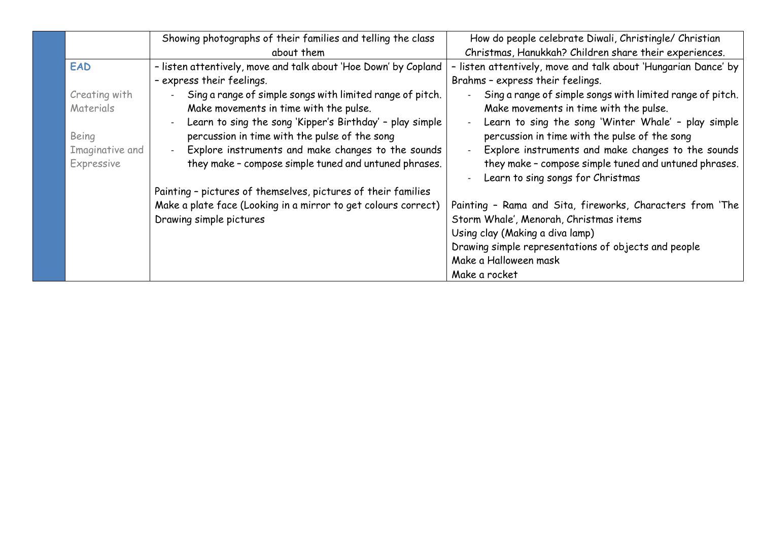| | | | |
|---|---|---|---|
| | | Showing photographs of their families and telling the class about them | How do people celebrate Diwali, Christingle/ Christian Christmas, Hanukkah? Children share their experiences. |
| | **EAD**<br><br>Creating with Materials<br><br>Being Imaginative and Expressive | – listen attentively, move and talk about 'Hoe Down' by Copland – express their feelings.<br>- Sing a range of simple songs with limited range of pitch. Make movements in time with the pulse.<br>- Learn to sing the song 'Kipper's Birthday' – play simple percussion in time with the pulse of the song<br>- Explore instruments and make changes to the sounds they make – compose simple tuned and untuned phrases.<br><br>Painting – pictures of themselves, pictures of their families<br>Make a plate face (Looking in a mirror to get colours correct)<br>Drawing simple pictures | – listen attentively, move and talk about 'Hungarian Dance' by Brahms – express their feelings.<br>- Sing a range of simple songs with limited range of pitch. Make movements in time with the pulse.<br>- Learn to sing the song 'Winter Whale' – play simple percussion in time with the pulse of the song<br>- Explore instruments and make changes to the sounds they make – compose simple tuned and untuned phrases.<br>- Learn to sing songs for Christmas<br><br>Painting – Rama and Sita, fireworks, Characters from 'The Storm Whale', Menorah, Christmas items<br>Using clay (Making a diva lamp)<br>Drawing simple representations of objects and people<br>Make a Halloween mask<br>Make a rocket |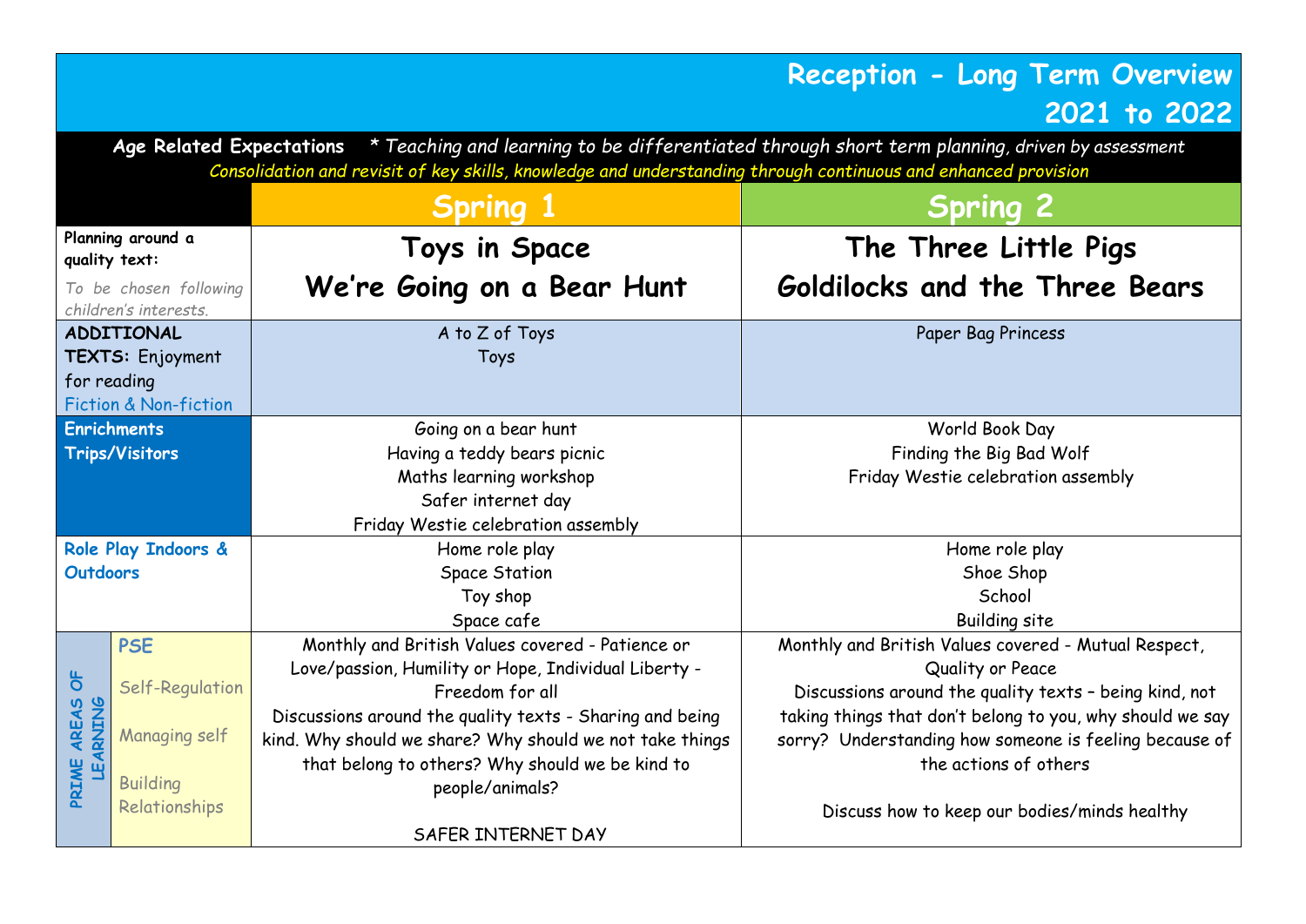# Reception - Long Term Overview 2021 to 2022

**Age Related Expectations** *\* Teaching and learning to be differentiated through short term planning, driven by assessment*

*Consolidation and revisit of key skills, knowledge and understanding through continuous and enhanced provision*

| | | Spring 1 | Spring 2 |
|---|---|---|---|
| **Planning around a quality text:** *To be chosen following children's interests.* | | **Toys in Space**<br>**We're Going on a Bear Hunt** | **The Three Little Pigs**<br>**Goldilocks and the Three Bears** |
| **ADDITIONAL TEXTS:** Enjoyment for reading<br>Fiction & Non-fiction | | A to Z of Toys<br>Toys | Paper Bag Princess |
| **Enrichments Trips/Visitors** | | Going on a bear hunt<br>Having a teddy bears picnic<br>Maths learning workshop<br>Safer internet day<br>Friday Westie celebration assembly | World Book Day<br>Finding the Big Bad Wolf<br>Friday Westie celebration assembly |
| **Role Play Indoors & Outdoors** | | Home role play<br>Space Station<br>Toy shop<br>Space cafe | Home role play<br>Shoe Shop<br>School<br>Building site |
| **PRIME AREAS OF LEARNING** | **PSE**<br>Self-Regulation<br>Managing self<br>Building Relationships | Monthly and British Values covered - Patience or Love/passion, Humility or Hope, Individual Liberty - Freedom for all<br>Discussions around the quality texts - Sharing and being kind. Why should we share? Why should we not take things that belong to others? Why should we be kind to people/animals?<br><br>SAFER INTERNET DAY | Monthly and British Values covered - Mutual Respect, Quality or Peace<br>Discussions around the quality texts – being kind, not taking things that don't belong to you, why should we say sorry? Understanding how someone is feeling because of the actions of others<br><br>Discuss how to keep our bodies/minds healthy |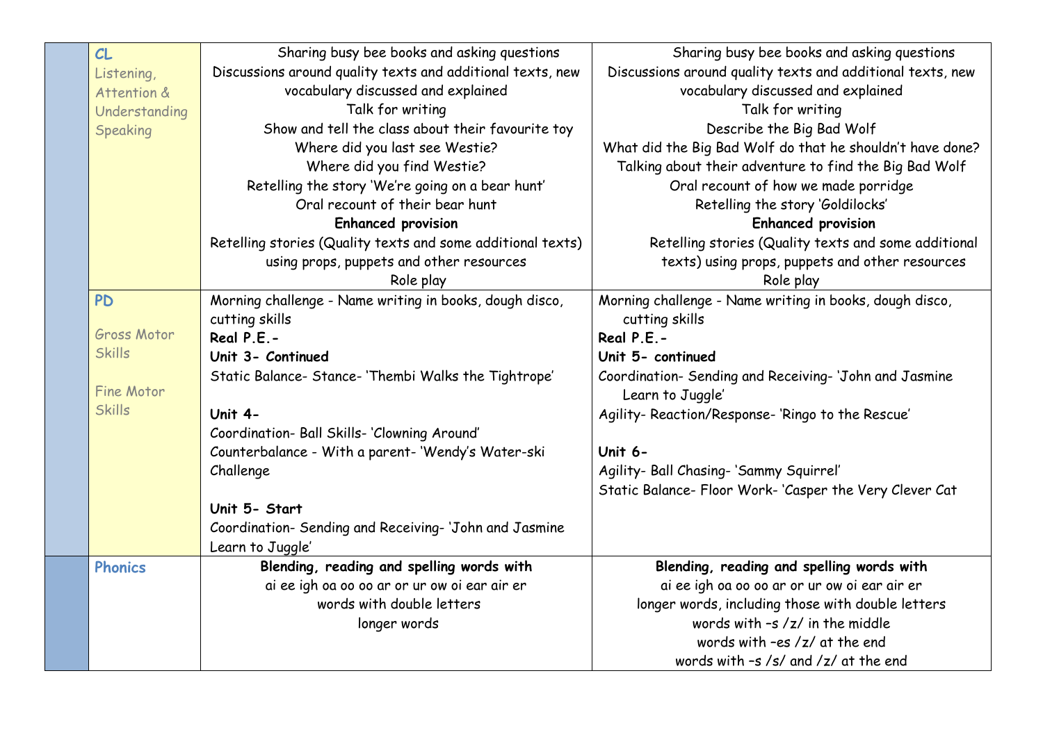| | | | |
|---|---|---|---|
| | **CL**<br>Listening, Attention & Understanding<br>Speaking | Sharing busy bee books and asking questions<br>Discussions around quality texts and additional texts, new vocabulary discussed and explained<br>Talk for writing<br>Show and tell the class about their favourite toy<br>Where did you last see Westie?<br>Where did you find Westie?<br>Retelling the story 'We're going on a bear hunt'<br>Oral recount of their bear hunt<br>**Enhanced provision**<br>Retelling stories (Quality texts and some additional texts) using props, puppets and other resources<br>Role play | Sharing busy bee books and asking questions<br>Discussions around quality texts and additional texts, new vocabulary discussed and explained<br>Talk for writing<br>Describe the Big Bad Wolf<br>What did the Big Bad Wolf do that he shouldn't have done?<br>Talking about their adventure to find the Big Bad Wolf<br>Oral recount of how we made porridge<br>Retelling the story 'Goldilocks'<br>**Enhanced provision**<br>Retelling stories (Quality texts and some additional texts) using props, puppets and other resources<br>Role play |
| | **PD**<br><br>Gross Motor Skills<br><br>Fine Motor Skills | Morning challenge - Name writing in books, dough disco, cutting skills<br>**Real P.E.-**<br>**Unit 3- Continued**<br>Static Balance- Stance- 'Thembi Walks the Tightrope'<br><br>**Unit 4-**<br>Coordination- Ball Skills- 'Clowning Around'<br>Counterbalance - With a parent- 'Wendy's Water-ski Challenge<br><br>**Unit 5- Start**<br>Coordination- Sending and Receiving- 'John and Jasmine Learn to Juggle' | Morning challenge - Name writing in books, dough disco, cutting skills<br>**Real P.E.-**<br>**Unit 5- continued**<br>Coordination- Sending and Receiving- 'John and Jasmine Learn to Juggle'<br>Agility- Reaction/Response- 'Ringo to the Rescue'<br><br>**Unit 6-**<br>Agility- Ball Chasing- 'Sammy Squirrel'<br>Static Balance- Floor Work- 'Casper the Very Clever Cat |
| | **Phonics** | **Blending, reading and spelling words with**<br>ai ee igh oa oo oo ar or ur ow oi ear air er<br>words with double letters<br>longer words | **Blending, reading and spelling words with**<br>ai ee igh oa oo oo ar or ur ow oi ear air er<br>longer words, including those with double letters<br>words with –s /z/ in the middle<br>words with –es /z/ at the end<br>words with –s /s/ and /z/ at the end |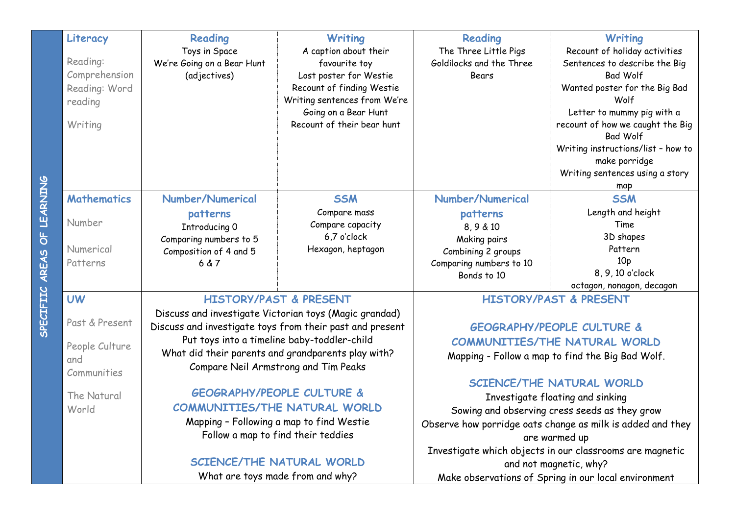| SPECIFIC AREAS OF LEARNING | | | | | |
|---|---|---|---|---|---|
| **Literacy**<br>Reading: Comprehension<br>Reading: Word reading<br>Writing | **Reading**<br>Toys in Space<br>We're Going on a Bear Hunt (adjectives) | **Writing**<br>A caption about their favourite toy<br>Lost poster for Westie<br>Recount of finding Westie<br>Writing sentences from We're Going on a Bear Hunt<br>Recount of their bear hunt | **Reading**<br>The Three Little Pigs<br>Goldilocks and the Three Bears | **Writing**<br>Recount of holiday activities<br>Sentences to describe the Big Bad Wolf<br>Wanted poster for the Big Bad Wolf<br>Letter to mummy pig with a recount of how we caught the Big Bad Wolf<br>Writing instructions/list – how to make porridge<br>Writing sentences using a story map |
| **Mathematics**<br>Number<br>Numerical Patterns | **Number/Numerical patterns**<br>Introducing 0<br>Comparing numbers to 5<br>Composition of 4 and 5<br>6 & 7 | **SSM**<br>Compare mass<br>Compare capacity<br>6,7 o'clock<br>Hexagon, heptagon | **Number/Numerical patterns**<br>8, 9 & 10<br>Making pairs<br>Combining 2 groups<br>Comparing numbers to 10<br>Bonds to 10 | **SSM**<br>Length and height<br>Time<br>3D shapes<br>Pattern<br>10p<br>8, 9, 10 o'clock<br>octagon, nonagon, decagon |
| **UW**<br>Past & Present<br>People Culture and Communities<br>The Natural World | **HISTORY/PAST & PRESENT**<br>Discuss and investigate Victorian toys (Magic grandad)<br>Discuss and investigate toys from their past and present<br>Put toys into a timeline baby-toddler-child<br>What did their parents and grandparents play with?<br>Compare Neil Armstrong and Tim Peaks<br><br>**GEOGRAPHY/PEOPLE CULTURE & COMMUNITIES/THE NATURAL WORLD**<br>Mapping – Following a map to find Westie<br>Follow a map to find their teddies<br><br>**SCIENCE/THE NATURAL WORLD**<br>What are toys made from and why? | | **HISTORY/PAST & PRESENT**<br><br>**GEOGRAPHY/PEOPLE CULTURE & COMMUNITIES/THE NATURAL WORLD**<br>Mapping - Follow a map to find the Big Bad Wolf.<br><br>**SCIENCE/THE NATURAL WORLD**<br>Investigate floating and sinking<br>Sowing and observing cress seeds as they grow<br>Observe how porridge oats change as milk is added and they are warmed up<br>Investigate which objects in our classrooms are magnetic and not magnetic, why?<br>Make observations of Spring in our local environment | |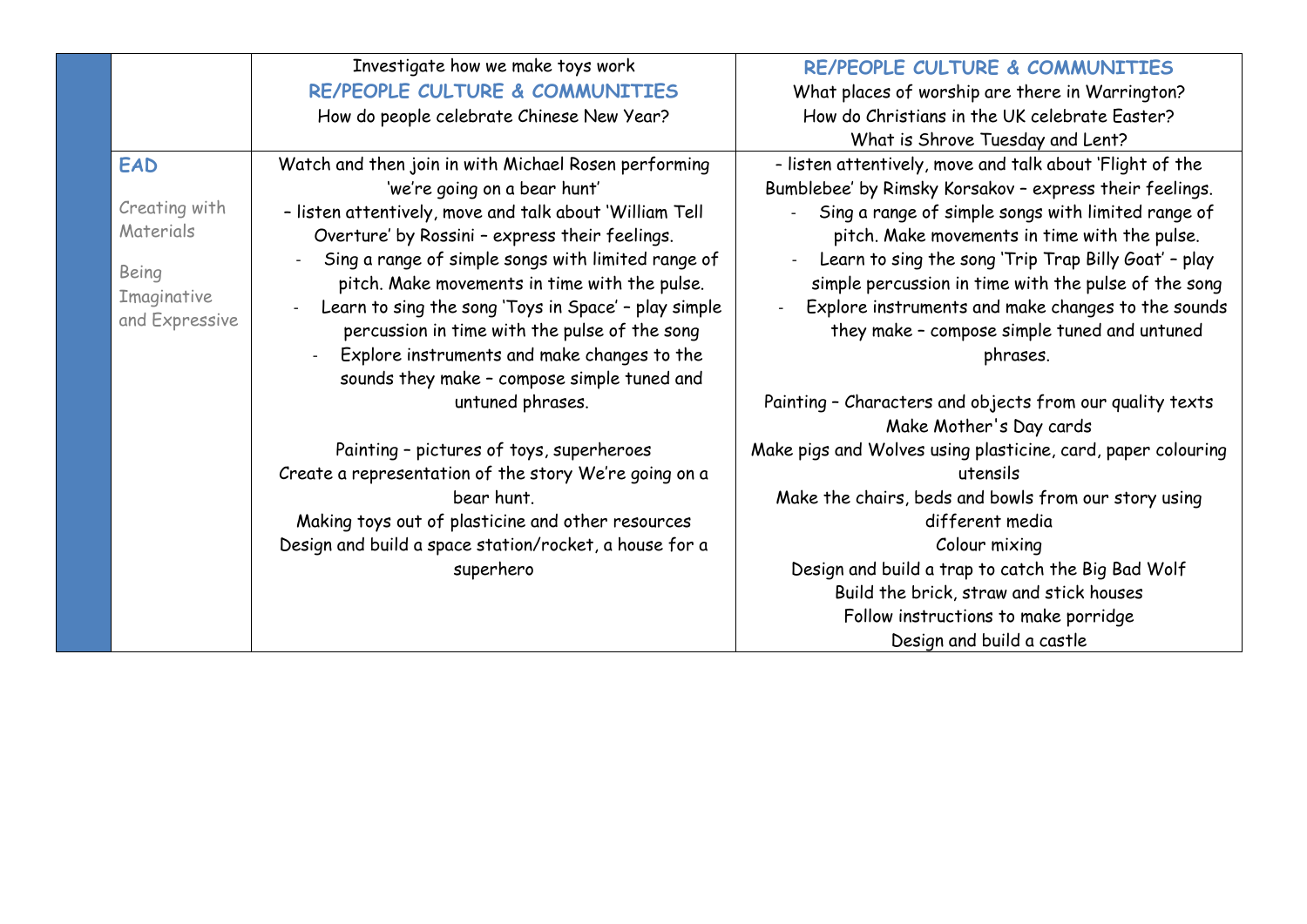| | | | |
|---|---|---|---|
| | | Investigate how we make toys work<br>**RE/PEOPLE CULTURE & COMMUNITIES**<br>How do people celebrate Chinese New Year? | **RE/PEOPLE CULTURE & COMMUNITIES**<br>What places of worship are there in Warrington?<br>How do Christians in the UK celebrate Easter?<br>What is Shrove Tuesday and Lent? |
| | **EAD**<br><br>Creating with Materials<br><br>Being Imaginative and Expressive | Watch and then join in with Michael Rosen performing 'we're going on a bear hunt'<br>– listen attentively, move and talk about 'William Tell Overture' by Rossini – express their feelings.<br>- Sing a range of simple songs with limited range of pitch. Make movements in time with the pulse.<br>- Learn to sing the song 'Toys in Space' – play simple percussion in time with the pulse of the song<br>- Explore instruments and make changes to the sounds they make – compose simple tuned and untuned phrases.<br><br>Painting – pictures of toys, superheroes<br>Create a representation of the story We're going on a bear hunt.<br>Making toys out of plasticine and other resources<br>Design and build a space station/rocket, a house for a superhero | - listen attentively, move and talk about 'Flight of the Bumblebee' by Rimsky Korsakov – express their feelings.<br>- Sing a range of simple songs with limited range of pitch. Make movements in time with the pulse.<br>- Learn to sing the song 'Trip Trap Billy Goat' – play simple percussion in time with the pulse of the song<br>- Explore instruments and make changes to the sounds they make – compose simple tuned and untuned phrases.<br><br>Painting – Characters and objects from our quality texts<br>Make Mother's Day cards<br>Make pigs and Wolves using plasticine, card, paper colouring utensils<br>Make the chairs, beds and bowls from our story using different media<br>Colour mixing<br>Design and build a trap to catch the Big Bad Wolf<br>Build the brick, straw and stick houses<br>Follow instructions to make porridge<br>Design and build a castle |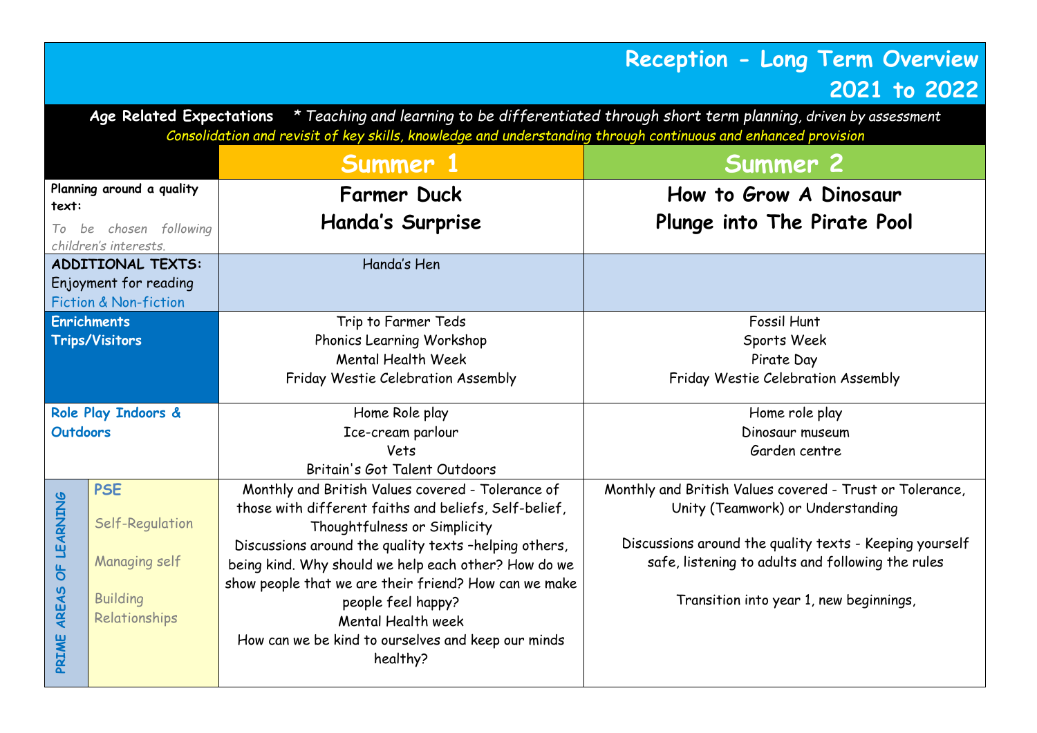# Reception - Long Term Overview 2021 to 2022

**Age Related Expectations** *\* Teaching and learning to be differentiated through short term planning, driven by assessment*

*Consolidation and revisit of key skills, knowledge and understanding through continuous and enhanced provision*

| | | Summer 1 | Summer 2 |
|---|---|---|---|
| **Planning around a quality text:** *To be chosen following children's interests.* | | **Farmer Duck**<br>**Handa's Surprise** | **How to Grow A Dinosaur**<br>**Plunge into The Pirate Pool** |
| **ADDITIONAL TEXTS:** Enjoyment for reading Fiction & Non-fiction | | Handa's Hen | |
| **Enrichments Trips/Visitors** | | Trip to Farmer Teds<br>Phonics Learning Workshop<br>Mental Health Week<br>Friday Westie Celebration Assembly | Fossil Hunt<br>Sports Week<br>Pirate Day<br>Friday Westie Celebration Assembly |
| **Role Play Indoors & Outdoors** | | Home Role play<br>Ice-cream parlour<br>Vets<br>Britain's Got Talent Outdoors | Home role play<br>Dinosaur museum<br>Garden centre |
| PRIME AREAS OF LEARNING | **PSE**<br>Self-Regulation<br>Managing self<br>Building Relationships | Monthly and British Values covered - Tolerance of those with different faiths and beliefs, Self-belief, Thoughtfulness or Simplicity<br>Discussions around the quality texts –helping others, being kind. Why should we help each other? How do we show people that we are their friend? How can we make people feel happy?<br>Mental Health week<br>How can we be kind to ourselves and keep our minds healthy? | Monthly and British Values covered - Trust or Tolerance, Unity (Teamwork) or Understanding<br>Discussions around the quality texts - Keeping yourself safe, listening to adults and following the rules<br>Transition into year 1, new beginnings, |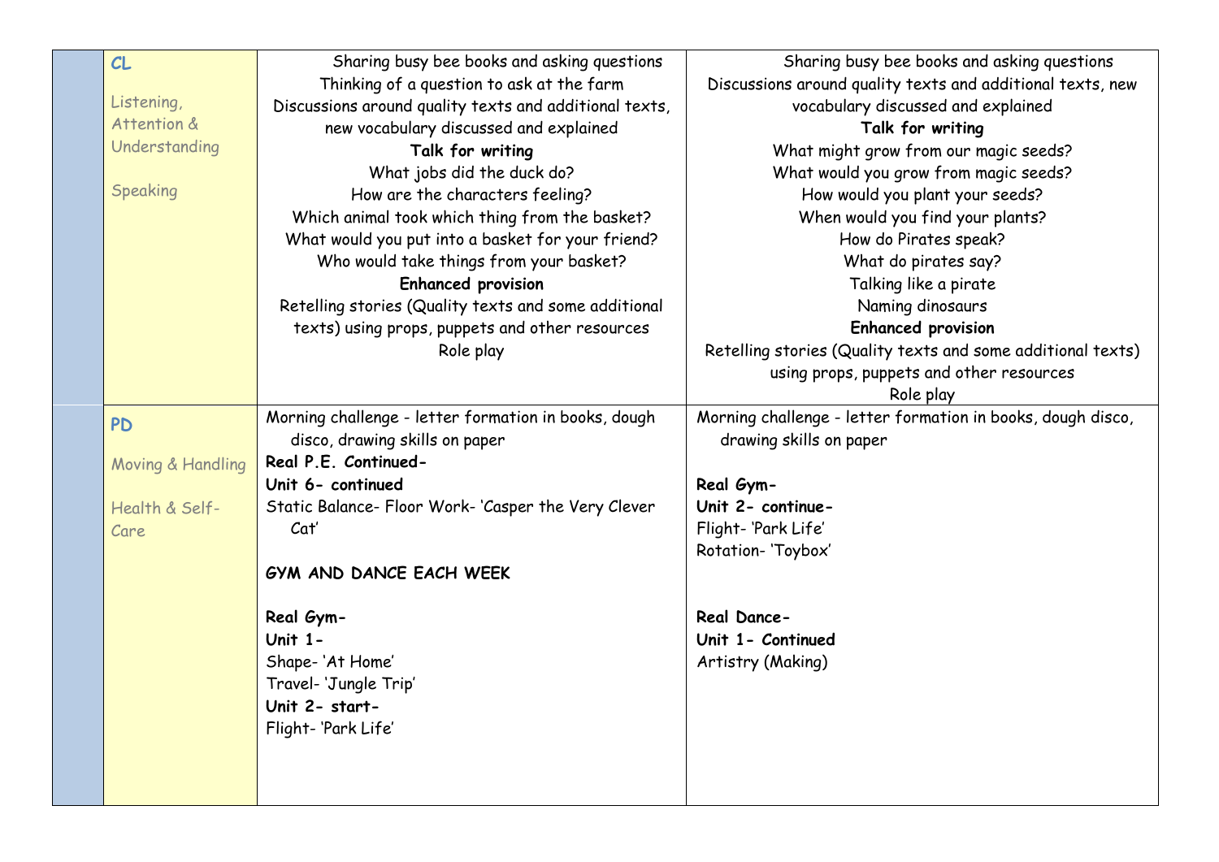| | | | |
|---|---|---|---|
| | **CL**<br><br>Listening, Attention & Understanding<br><br>Speaking | Sharing busy bee books and asking questions<br>Thinking of a question to ask at the farm<br>Discussions around quality texts and additional texts, new vocabulary discussed and explained<br>**Talk for writing**<br>What jobs did the duck do?<br>How are the characters feeling?<br>Which animal took which thing from the basket?<br>What would you put into a basket for your friend?<br>Who would take things from your basket?<br>**Enhanced provision**<br>Retelling stories (Quality texts and some additional texts) using props, puppets and other resources<br>Role play | Sharing busy bee books and asking questions<br>Discussions around quality texts and additional texts, new vocabulary discussed and explained<br>**Talk for writing**<br>What might grow from our magic seeds?<br>What would you grow from magic seeds?<br>How would you plant your seeds?<br>When would you find your plants?<br>How do Pirates speak?<br>What do pirates say?<br>Talking like a pirate<br>Naming dinosaurs<br>**Enhanced provision**<br>Retelling stories (Quality texts and some additional texts) using props, puppets and other resources<br>Role play |
| | **PD**<br><br>Moving & Handling<br><br>Health & Self-Care | Morning challenge - letter formation in books, dough disco, drawing skills on paper<br>**Real P.E. Continued-**<br>**Unit 6- continued**<br>Static Balance- Floor Work- 'Casper the Very Clever Cat'<br><br>**GYM AND DANCE EACH WEEK**<br><br>**Real Gym-**<br>**Unit 1-**<br>Shape- 'At Home'<br>Travel- 'Jungle Trip'<br>**Unit 2- start-**<br>Flight- 'Park Life' | Morning challenge - letter formation in books, dough disco, drawing skills on paper<br><br>**Real Gym-**<br>**Unit 2- continue-**<br>Flight- 'Park Life'<br>Rotation- 'Toybox'<br><br>**Real Dance-**<br>**Unit 1- Continued**<br>Artistry (Making) |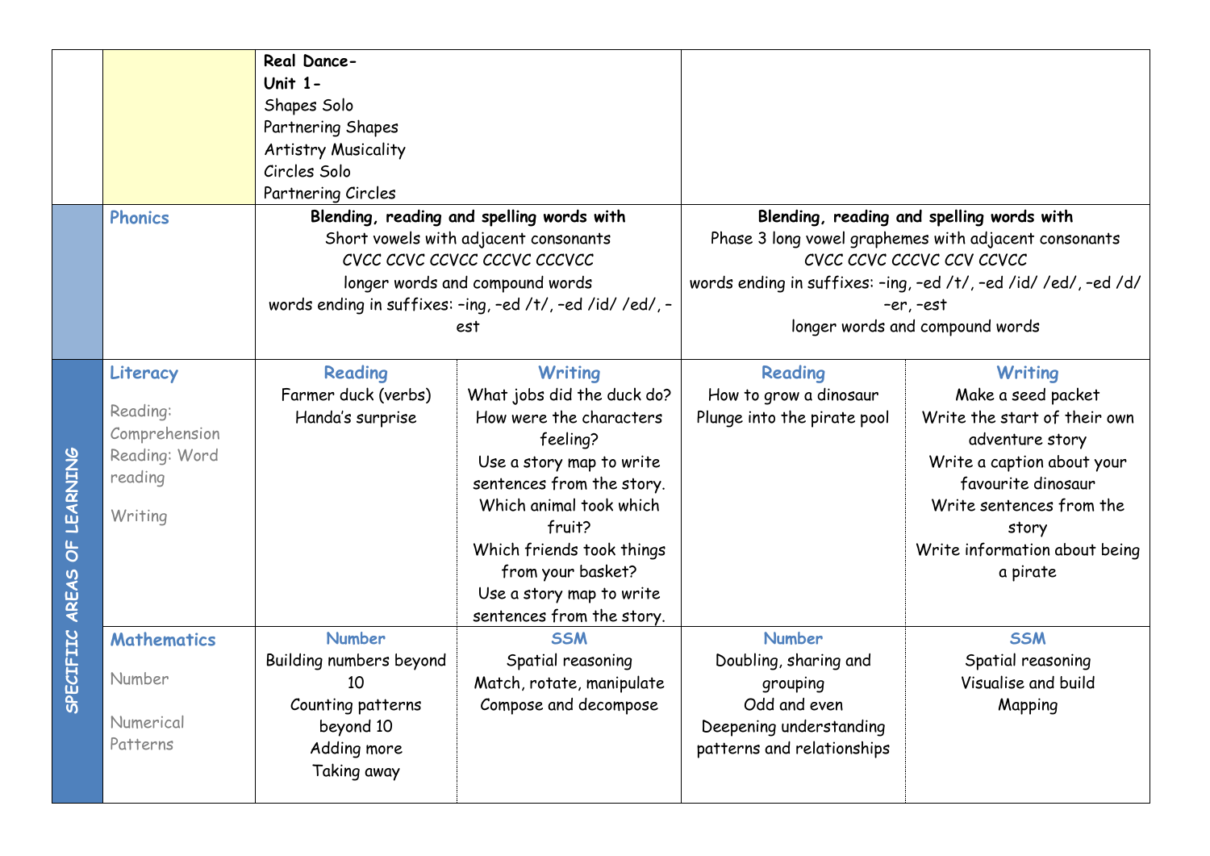| | | | | | |
|---|---|---|---|---|---|
| | | **Real Dance-**<br>**Unit 1-**<br>Shapes Solo<br>Partnering Shapes<br>Artistry Musicality<br>Circles Solo<br>Partnering Circles | | | |
| | **Phonics** | **Blending, reading and spelling words with**<br>Short vowels with adjacent consonants<br>CVCC CCVC CCVCC CCCVC CCCVCC<br>longer words and compound words<br>words ending in suffixes: –ing, –ed /t/, –ed /id/ /ed/, –est | | **Blending, reading and spelling words with**<br>Phase 3 long vowel graphemes with adjacent consonants<br>CVCC CCVC CCCVC CCV CCVCC<br>words ending in suffixes: –ing, –ed /t/, –ed /id/ /ed/, –ed /d/ –er, –est<br>longer words and compound words | |
| SPECIFIC AREAS OF LEARNING | **Literacy**<br><br>Reading: Comprehension<br>Reading: Word reading<br><br>Writing | **Reading**<br>Farmer duck (verbs)<br>Handa's surprise | **Writing**<br>What jobs did the duck do?<br>How were the characters feeling?<br>Use a story map to write sentences from the story.<br>Which animal took which fruit?<br>Which friends took things from your basket?<br>Use a story map to write sentences from the story. | **Reading**<br>How to grow a dinosaur<br>Plunge into the pirate pool | **Writing**<br>Make a seed packet<br>Write the start of their own adventure story<br>Write a caption about your favourite dinosaur<br>Write sentences from the story<br>Write information about being a pirate |
| | **Mathematics**<br><br>Number<br><br>Numerical Patterns | **Number**<br>Building numbers beyond 10<br>Counting patterns beyond 10<br>Adding more<br>Taking away | **SSM**<br>Spatial reasoning<br>Match, rotate, manipulate<br>Compose and decompose | **Number**<br>Doubling, sharing and grouping<br>Odd and even<br>Deepening understanding patterns and relationships | **SSM**<br>Spatial reasoning<br>Visualise and build<br>Mapping |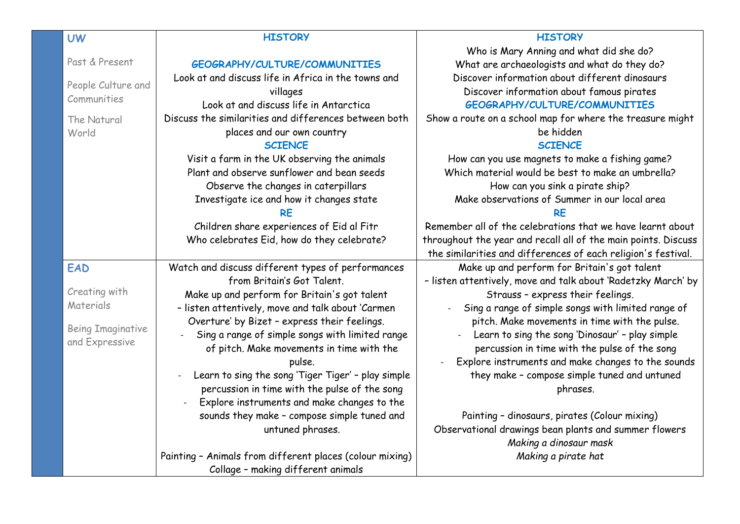| | | |
|---|---|---|
| **UW**<br><br>Past & Present<br><br>People Culture and Communities<br><br>The Natural World | **HISTORY**<br><br>**GEOGRAPHY/CULTURE/COMMUNITIES**<br>Look at and discuss life in Africa in the towns and villages<br>Look at and discuss life in Antarctica<br>Discuss the similarities and differences between both places and our own country<br>**SCIENCE**<br>Visit a farm in the UK observing the animals<br>Plant and observe sunflower and bean seeds<br>Observe the changes in caterpillars<br>Investigate ice and how it changes state<br>**RE**<br>Children share experiences of Eid al Fitr<br>Who celebrates Eid, how do they celebrate? | **HISTORY**<br>Who is Mary Anning and what did she do?<br>What are archaeologists and what do they do?<br>Discover information about different dinosaurs<br>Discover information about famous pirates<br>**GEOGRAPHY/CULTURE/COMMUNITIES**<br>Show a route on a school map for where the treasure might be hidden<br>**SCIENCE**<br>How can you use magnets to make a fishing game?<br>Which material would be best to make an umbrella?<br>How can you sink a pirate ship?<br>Make observations of Summer in our local area<br>**RE**<br>Remember all of the celebrations that we have learnt about throughout the year and recall all of the main points. Discuss the similarities and differences of each religion's festival. |
| **EAD**<br><br>Creating with Materials<br><br>Being Imaginative and Expressive | Watch and discuss different types of performances from Britain's Got Talent.<br>Make up and perform for Britain's got talent<br>– listen attentively, move and talk about 'Carmen Overture' by Bizet – express their feelings.<br>- Sing a range of simple songs with limited range of pitch. Make movements in time with the pulse.<br>- Learn to sing the song 'Tiger Tiger' – play simple percussion in time with the pulse of the song<br>- Explore instruments and make changes to the sounds they make – compose simple tuned and untuned phrases.<br><br>Painting – Animals from different places (colour mixing)<br>Collage – making different animals | Make up and perform for Britain's got talent<br>– listen attentively, move and talk about 'Radetzky March' by Strauss – express their feelings.<br>- Sing a range of simple songs with limited range of pitch. Make movements in time with the pulse.<br>- Learn to sing the song 'Dinosaur' – play simple percussion in time with the pulse of the song<br>- Explore instruments and make changes to the sounds they make – compose simple tuned and untuned phrases.<br><br>Painting – dinosaurs, pirates (Colour mixing)<br>Observational drawings bean plants and summer flowers<br>*Making a dinosaur mask*<br>*Making a pirate hat* |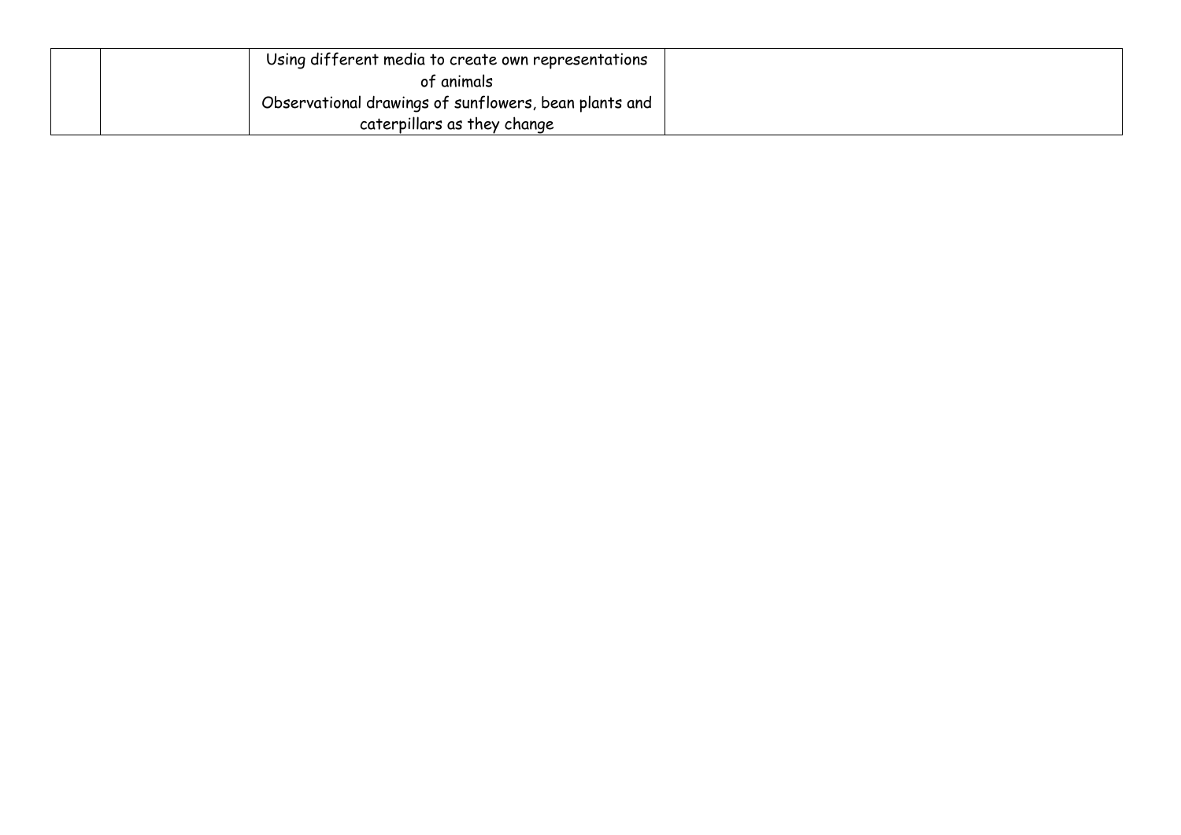| | | | |
|---|---|---|---|
| | | Using different media to create own representations of animals<br>Observational drawings of sunflowers, bean plants and caterpillars as they change | |